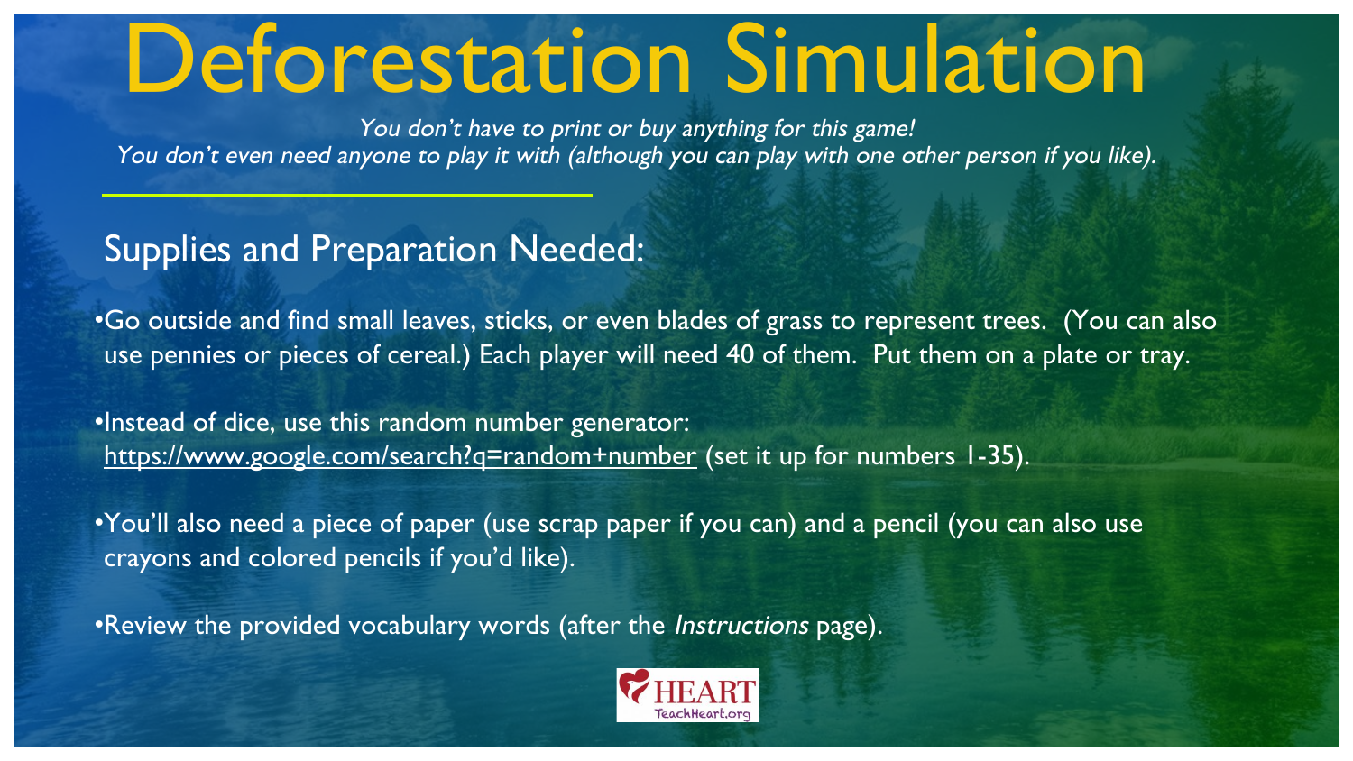# Deforestation Simulation

*You don't have to print or buy anything for this game!*
*You don't even need anyone to play it with (although you can play with one other person if you like).*

## Supplies and Preparation Needed:

- Go outside and find small leaves, sticks, or even blades of grass to represent trees. (You can also use pennies or pieces of cereal.) Each player will need 40 of them. Put them on a plate or tray.
- Instead of dice, use this random number generator: https://www.google.com/search?q=random+number (set it up for numbers 1-35).
- You'll also need a piece of paper (use scrap paper if you can) and a pencil (you can also use crayons and colored pencils if you'd like).
- Review the provided vocabulary words (after the *Instructions* page).

HEART
TeachHeart.org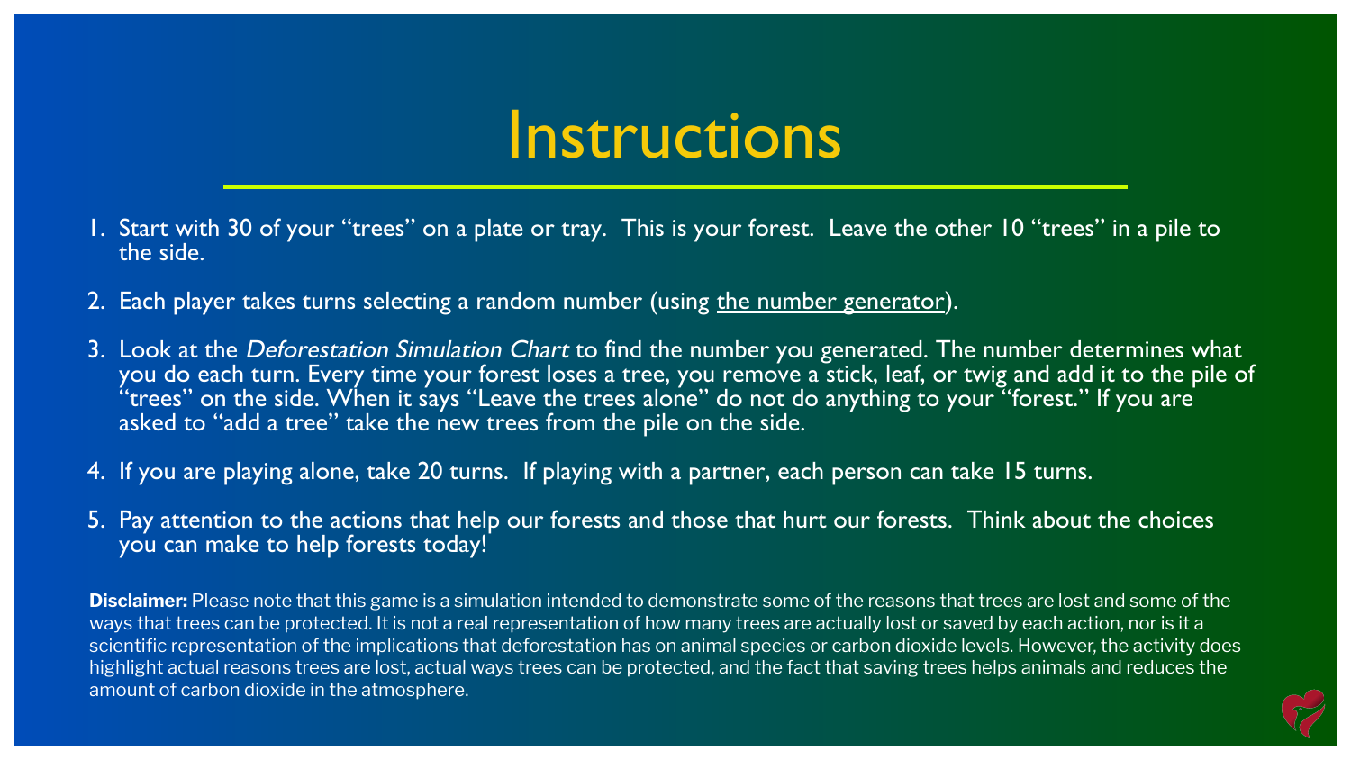# Instructions

1. Start with 30 of your "trees" on a plate or tray. This is your forest. Leave the other 10 "trees" in a pile to the side.

2. Each player takes turns selecting a random number (using the number generator).

3. Look at the *Deforestation Simulation Chart* to find the number you generated. The number determines what you do each turn. Every time your forest loses a tree, you remove a stick, leaf, or twig and add it to the pile of "trees" on the side. When it says "Leave the trees alone" do not do anything to your "forest." If you are asked to "add a tree" take the new trees from the pile on the side.

4. If you are playing alone, take 20 turns. If playing with a partner, each person can take 15 turns.

5. Pay attention to the actions that help our forests and those that hurt our forests. Think about the choices you can make to help forests today!

**Disclaimer:** Please note that this game is a simulation intended to demonstrate some of the reasons that trees are lost and some of the ways that trees can be protected. It is not a real representation of how many trees are actually lost or saved by each action, nor is it a scientific representation of the implications that deforestation has on animal species or carbon dioxide levels. However, the activity does highlight actual reasons trees are lost, actual ways trees can be protected, and the fact that saving trees helps animals and reduces the amount of carbon dioxide in the atmosphere.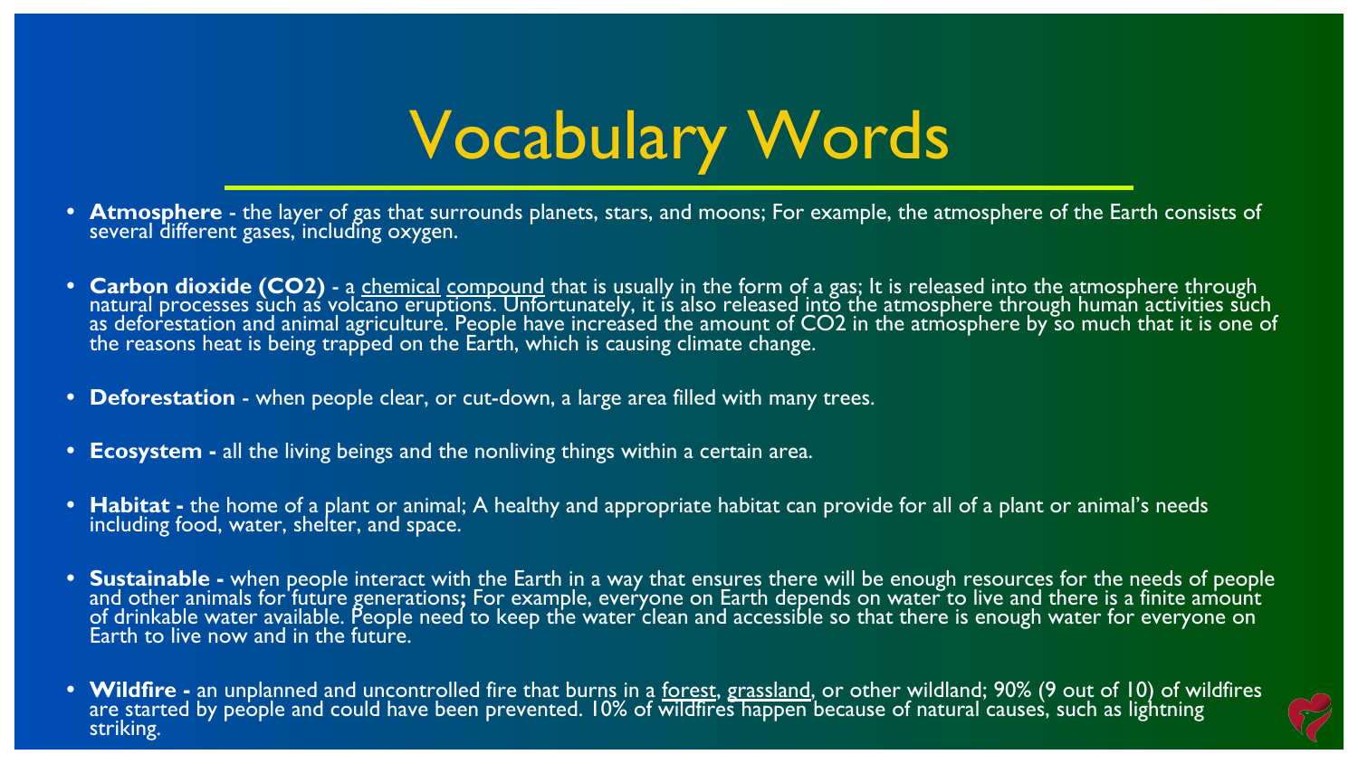# Vocabulary Words

- **Atmosphere** - the layer of gas that surrounds planets, stars, and moons; For example, the atmosphere of the Earth consists of several different gases, including oxygen.

- **Carbon dioxide (CO2)** - a chemical compound that is usually in the form of a gas; It is released into the atmosphere through natural processes such as volcano eruptions. Unfortunately, it is also released into the atmosphere through human activities such as deforestation and animal agriculture. People have increased the amount of CO2 in the atmosphere by so much that it is one of the reasons heat is being trapped on the Earth, which is causing climate change.

- **Deforestation** - when people clear, or cut-down, a large area filled with many trees.

- **Ecosystem -** all the living beings and the nonliving things within a certain area.

- **Habitat -** the home of a plant or animal; A healthy and appropriate habitat can provide for all of a plant or animal's needs including food, water, shelter, and space.

- **Sustainable -** when people interact with the Earth in a way that ensures there will be enough resources for the needs of people and other animals for future generations; For example, everyone on Earth depends on water to live and there is a finite amount of drinkable water available. People need to keep the water clean and accessible so that there is enough water for everyone on Earth to live now and in the future.

- **Wildfire -** an unplanned and uncontrolled fire that burns in a forest, grassland, or other wildland; 90% (9 out of 10) of wildfires are started by people and could have been prevented. 10% of wildfires happen because of natural causes, such as lightning striking.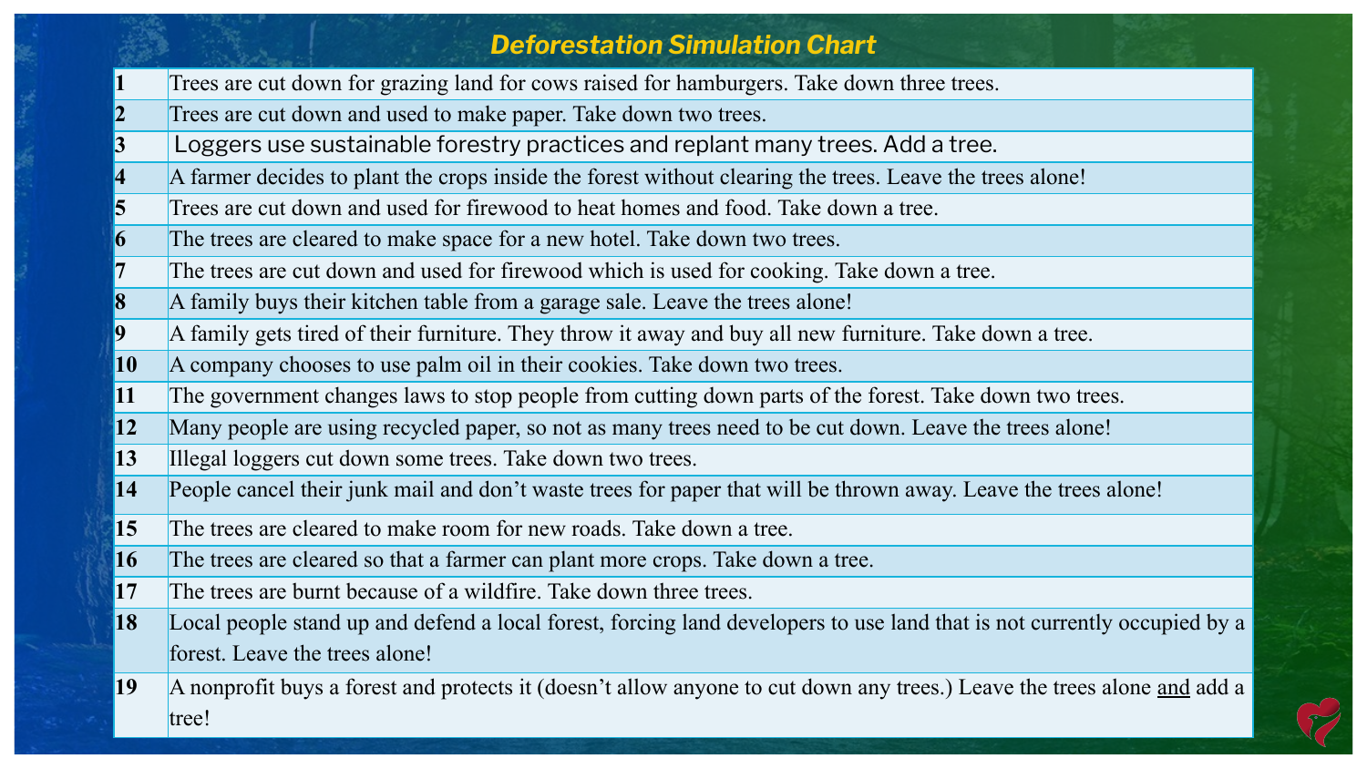# *Deforestation Simulation Chart*

| | |
|---|---|
| **1** | Trees are cut down for grazing land for cows raised for hamburgers. Take down three trees. |
| **2** | Trees are cut down and used to make paper. Take down two trees. |
| **3** | Loggers use sustainable forestry practices and replant many trees. Add a tree. |
| **4** | A farmer decides to plant the crops inside the forest without clearing the trees. Leave the trees alone! |
| **5** | Trees are cut down and used for firewood to heat homes and food. Take down a tree. |
| **6** | The trees are cleared to make space for a new hotel. Take down two trees. |
| **7** | The trees are cut down and used for firewood which is used for cooking. Take down a tree. |
| **8** | A family buys their kitchen table from a garage sale. Leave the trees alone! |
| **9** | A family gets tired of their furniture. They throw it away and buy all new furniture. Take down a tree. |
| **10** | A company chooses to use palm oil in their cookies. Take down two trees. |
| **11** | The government changes laws to stop people from cutting down parts of the forest. Take down two trees. |
| **12** | Many people are using recycled paper, so not as many trees need to be cut down. Leave the trees alone! |
| **13** | Illegal loggers cut down some trees. Take down two trees. |
| **14** | People cancel their junk mail and don't waste trees for paper that will be thrown away. Leave the trees alone! |
| **15** | The trees are cleared to make room for new roads. Take down a tree. |
| **16** | The trees are cleared so that a farmer can plant more crops. Take down a tree. |
| **17** | The trees are burnt because of a wildfire. Take down three trees. |
| **18** | Local people stand up and defend a local forest, forcing land developers to use land that is not currently occupied by a forest. Leave the trees alone! |
| **19** | A nonprofit buys a forest and protects it (doesn't allow anyone to cut down any trees.) Leave the trees alone and add a tree! |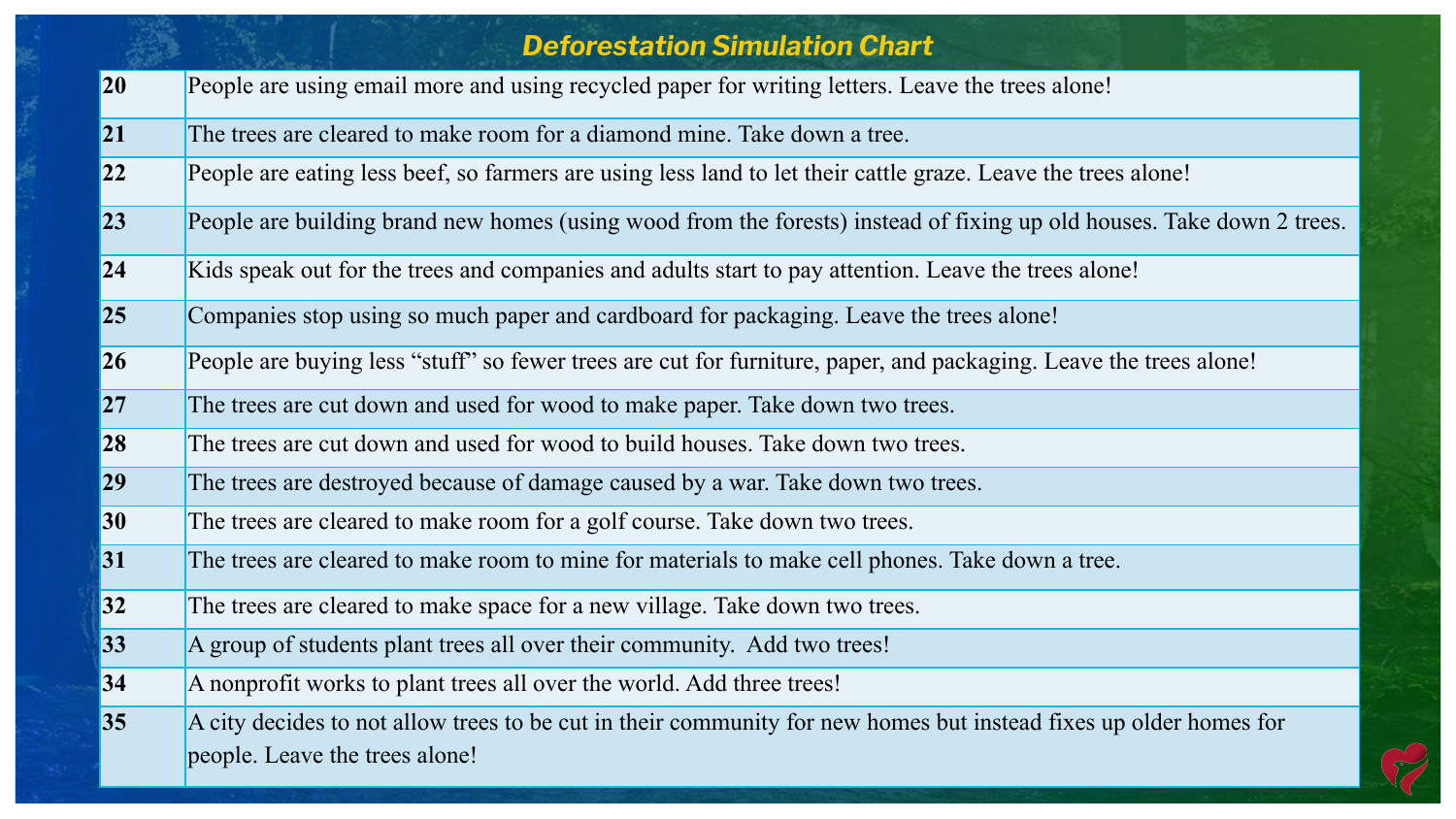## Deforestation Simulation Chart

| | |
|---|---|
| **20** | People are using email more and using recycled paper for writing letters. Leave the trees alone! |
| **21** | The trees are cleared to make room for a diamond mine. Take down a tree. |
| **22** | People are eating less beef, so farmers are using less land to let their cattle graze. Leave the trees alone! |
| **23** | People are building brand new homes (using wood from the forests) instead of fixing up old houses. Take down 2 trees. |
| **24** | Kids speak out for the trees and companies and adults start to pay attention. Leave the trees alone! |
| **25** | Companies stop using so much paper and cardboard for packaging. Leave the trees alone! |
| **26** | People are buying less “stuff” so fewer trees are cut for furniture, paper, and packaging. Leave the trees alone! |
| **27** | The trees are cut down and used for wood to make paper. Take down two trees. |
| **28** | The trees are cut down and used for wood to build houses. Take down two trees. |
| **29** | The trees are destroyed because of damage caused by a war. Take down two trees. |
| **30** | The trees are cleared to make room for a golf course. Take down two trees. |
| **31** | The trees are cleared to make room to mine for materials to make cell phones. Take down a tree. |
| **32** | The trees are cleared to make space for a new village. Take down two trees. |
| **33** | A group of students plant trees all over their community. Add two trees! |
| **34** | A nonprofit works to plant trees all over the world. Add three trees! |
| **35** | A city decides to not allow trees to be cut in their community for new homes but instead fixes up older homes for people. Leave the trees alone! |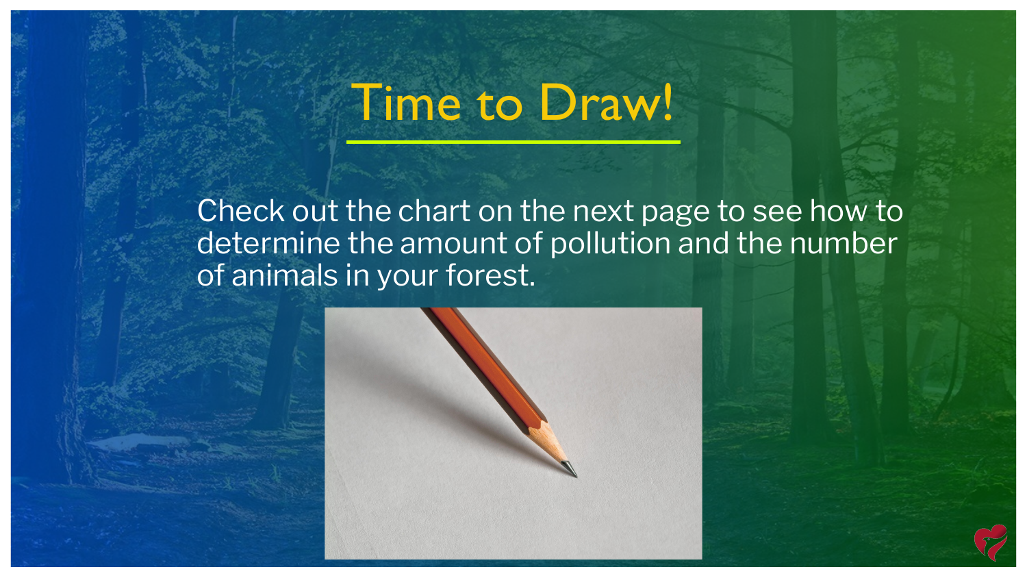# Time to Draw!

Check out the chart on the next page to see how to determine the amount of pollution and the number of animals in your forest.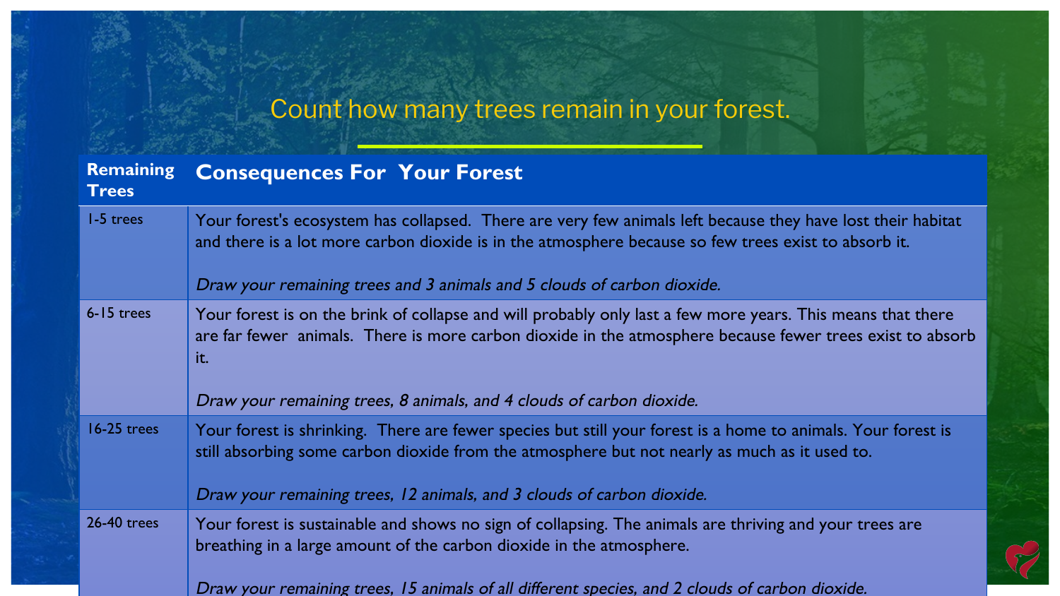## Count how many trees remain in your forest.

| Remaining Trees | Consequences For Your Forest |
| --- | --- |
| 1-5 trees | Your forest's ecosystem has collapsed. There are very few animals left because they have lost their habitat and there is a lot more carbon dioxide is in the atmosphere because so few trees exist to absorb it.<br><br>*Draw your remaining trees and 3 animals and 5 clouds of carbon dioxide.* |
| 6-15 trees | Your forest is on the brink of collapse and will probably only last a few more years. This means that there are far fewer animals. There is more carbon dioxide in the atmosphere because fewer trees exist to absorb it.<br><br>*Draw your remaining trees, 8 animals, and 4 clouds of carbon dioxide.* |
| 16-25 trees | Your forest is shrinking. There are fewer species but still your forest is a home to animals. Your forest is still absorbing some carbon dioxide from the atmosphere but not nearly as much as it used to.<br><br>*Draw your remaining trees, 12 animals, and 3 clouds of carbon dioxide.* |
| 26-40 trees | Your forest is sustainable and shows no sign of collapsing. The animals are thriving and your trees are breathing in a large amount of the carbon dioxide in the atmosphere.<br><br>*Draw your remaining trees, 15 animals of all different species, and 2 clouds of carbon dioxide.* |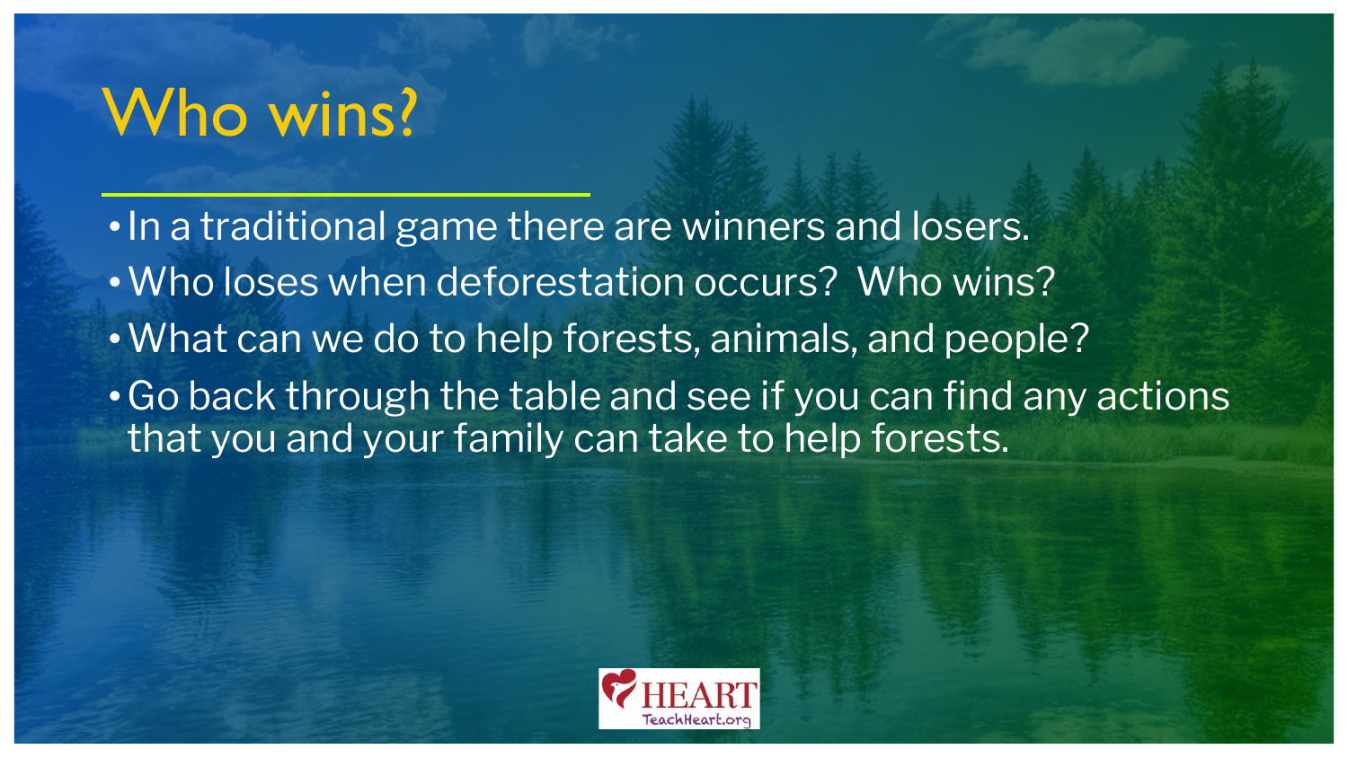# Who wins?

- In a traditional game there are winners and losers.
- Who loses when deforestation occurs?  Who wins?
- What can we do to help forests, animals, and people?
- Go back through the table and see if you can find any actions that you and your family can take to help forests.

HEART
TeachHeart.org